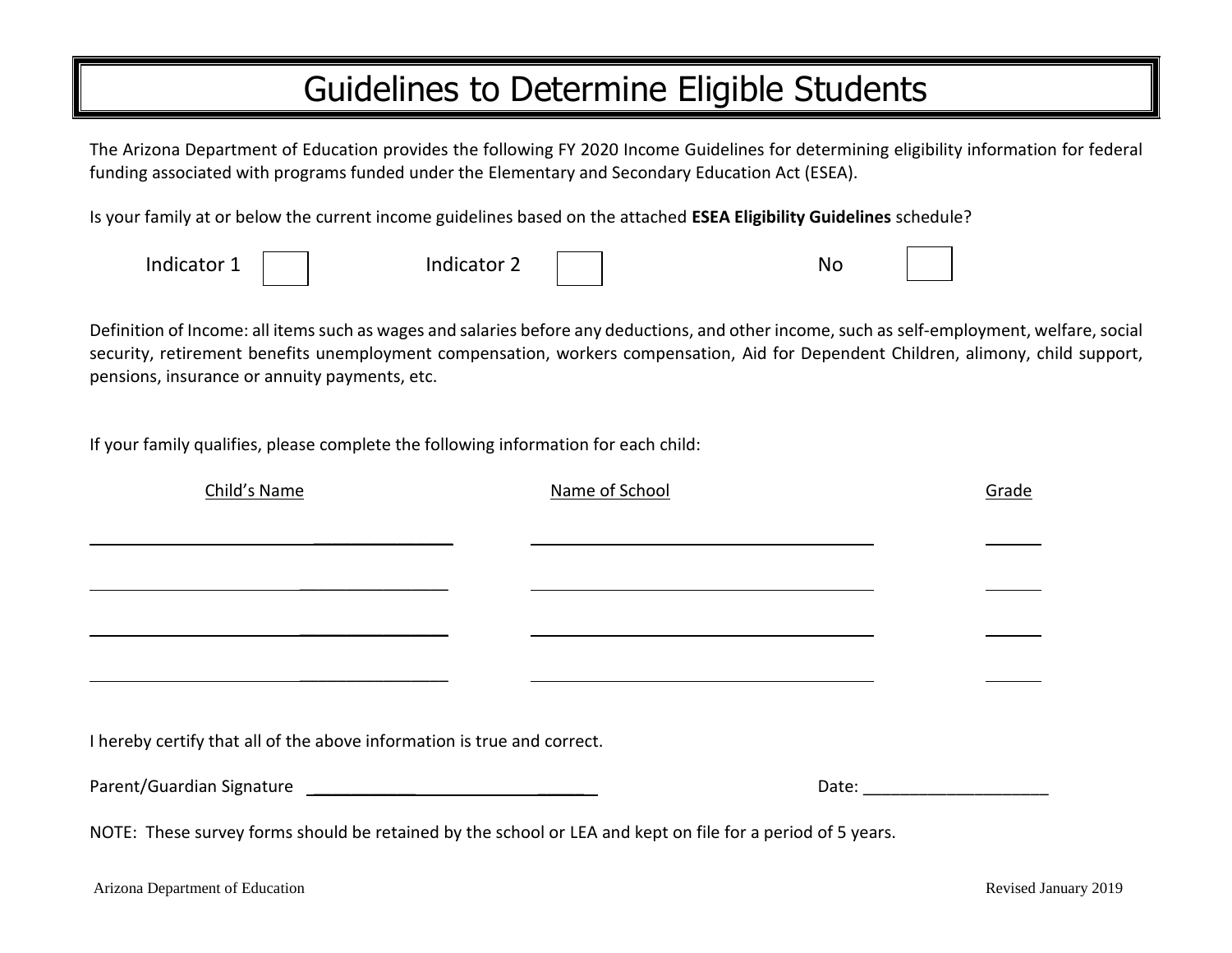# Guidelines to Determine Eligible Students

The Arizona Department of Education provides the following FY 2020 Income Guidelines for determining eligibility information for federal funding associated with programs funded under the Elementary and Secondary Education Act (ESEA).

Is your family at or below the current income guidelines based on the attached **ESEA Eligibility Guidelines** schedule?

Indicator 1 ☐ Indicator 2 ☐ No ☐

Definition of Income: all items such as wages and salaries before any deductions, and other income, such as self-employment, welfare, social security, retirement benefits unemployment compensation, workers compensation, Aid for Dependent Children, alimony, child support, pensions, insurance or annuity payments, etc.

If your family qualifies, please complete the following information for each child:

| Child's Name | Name of School | Grade |
|---|---|---|
| | | |
| | | |
| | | |
| | | |

I hereby certify that all of the above information is true and correct.

Parent/Guardian Signature ______________________________ Date: ____________________

NOTE: These survey forms should be retained by the school or LEA and kept on file for a period of 5 years.

Arizona Department of Education Revised January 2019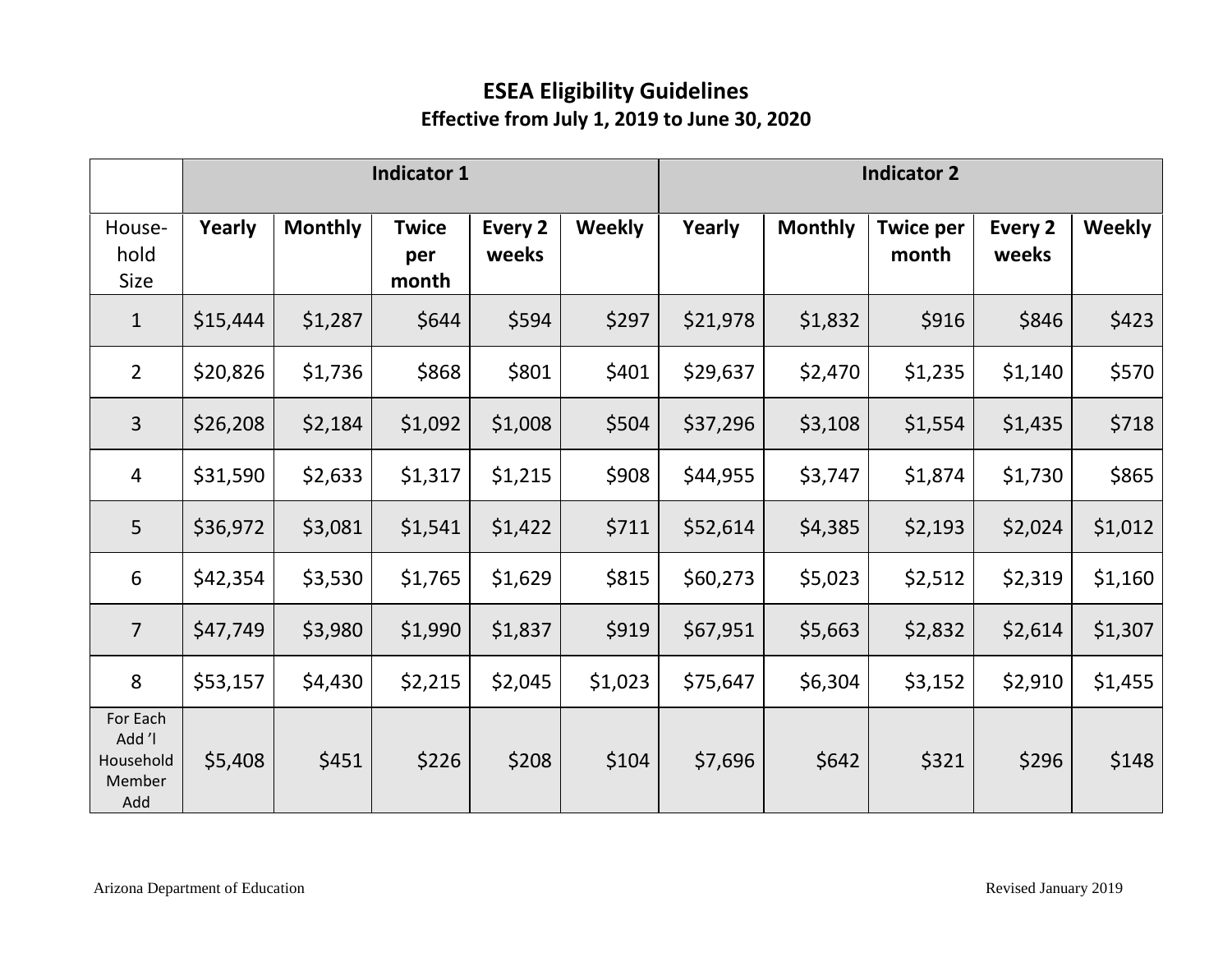## ESEA Eligibility Guidelines

### Effective from July 1, 2019 to June 30, 2020

| | Indicator 1 | | | | | Indicator 2 | | | | |
|---|---|---|---|---|---|---|---|---|---|---|
| House-hold Size | Yearly | Monthly | Twice per month | Every 2 weeks | Weekly | Yearly | Monthly | Twice per month | Every 2 weeks | Weekly |
| 1 | $15,444 | $1,287 | $644 | $594 | $297 | $21,978 | $1,832 | $916 | $846 | $423 |
| 2 | $20,826 | $1,736 | $868 | $801 | $401 | $29,637 | $2,470 | $1,235 | $1,140 | $570 |
| 3 | $26,208 | $2,184 | $1,092 | $1,008 | $504 | $37,296 | $3,108 | $1,554 | $1,435 | $718 |
| 4 | $31,590 | $2,633 | $1,317 | $1,215 | $908 | $44,955 | $3,747 | $1,874 | $1,730 | $865 |
| 5 | $36,972 | $3,081 | $1,541 | $1,422 | $711 | $52,614 | $4,385 | $2,193 | $2,024 | $1,012 |
| 6 | $42,354 | $3,530 | $1,765 | $1,629 | $815 | $60,273 | $5,023 | $2,512 | $2,319 | $1,160 |
| 7 | $47,749 | $3,980 | $1,990 | $1,837 | $919 | $67,951 | $5,663 | $2,832 | $2,614 | $1,307 |
| 8 | $53,157 | $4,430 | $2,215 | $2,045 | $1,023 | $75,647 | $6,304 | $3,152 | $2,910 | $1,455 |
| For Each Add 'l Household Member Add | $5,408 | $451 | $226 | $208 | $104 | $7,696 | $642 | $321 | $296 | $148 |

Arizona Department of Education

Revised January 2019